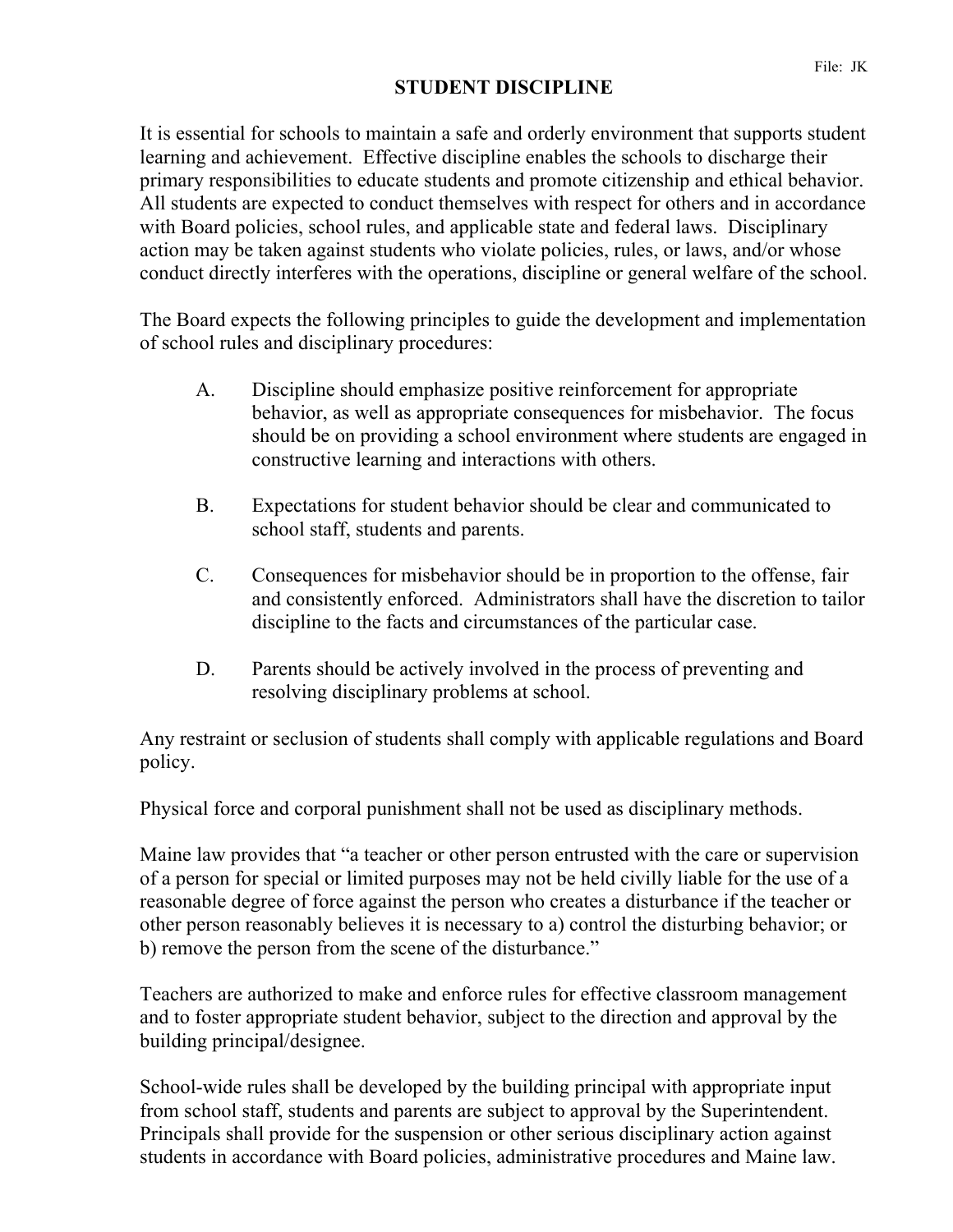File: JK

# STUDENT DISCIPLINE

It is essential for schools to maintain a safe and orderly environment that supports student learning and achievement. Effective discipline enables the schools to discharge their primary responsibilities to educate students and promote citizenship and ethical behavior. All students are expected to conduct themselves with respect for others and in accordance with Board policies, school rules, and applicable state and federal laws. Disciplinary action may be taken against students who violate policies, rules, or laws, and/or whose conduct directly interferes with the operations, discipline or general welfare of the school.

The Board expects the following principles to guide the development and implementation of school rules and disciplinary procedures:

A. Discipline should emphasize positive reinforcement for appropriate behavior, as well as appropriate consequences for misbehavior. The focus should be on providing a school environment where students are engaged in constructive learning and interactions with others.

B. Expectations for student behavior should be clear and communicated to school staff, students and parents.

C. Consequences for misbehavior should be in proportion to the offense, fair and consistently enforced. Administrators shall have the discretion to tailor discipline to the facts and circumstances of the particular case.

D. Parents should be actively involved in the process of preventing and resolving disciplinary problems at school.

Any restraint or seclusion of students shall comply with applicable regulations and Board policy.

Physical force and corporal punishment shall not be used as disciplinary methods.

Maine law provides that "a teacher or other person entrusted with the care or supervision of a person for special or limited purposes may not be held civilly liable for the use of a reasonable degree of force against the person who creates a disturbance if the teacher or other person reasonably believes it is necessary to a) control the disturbing behavior; or b) remove the person from the scene of the disturbance."

Teachers are authorized to make and enforce rules for effective classroom management and to foster appropriate student behavior, subject to the direction and approval by the building principal/designee.

School-wide rules shall be developed by the building principal with appropriate input from school staff, students and parents are subject to approval by the Superintendent. Principals shall provide for the suspension or other serious disciplinary action against students in accordance with Board policies, administrative procedures and Maine law.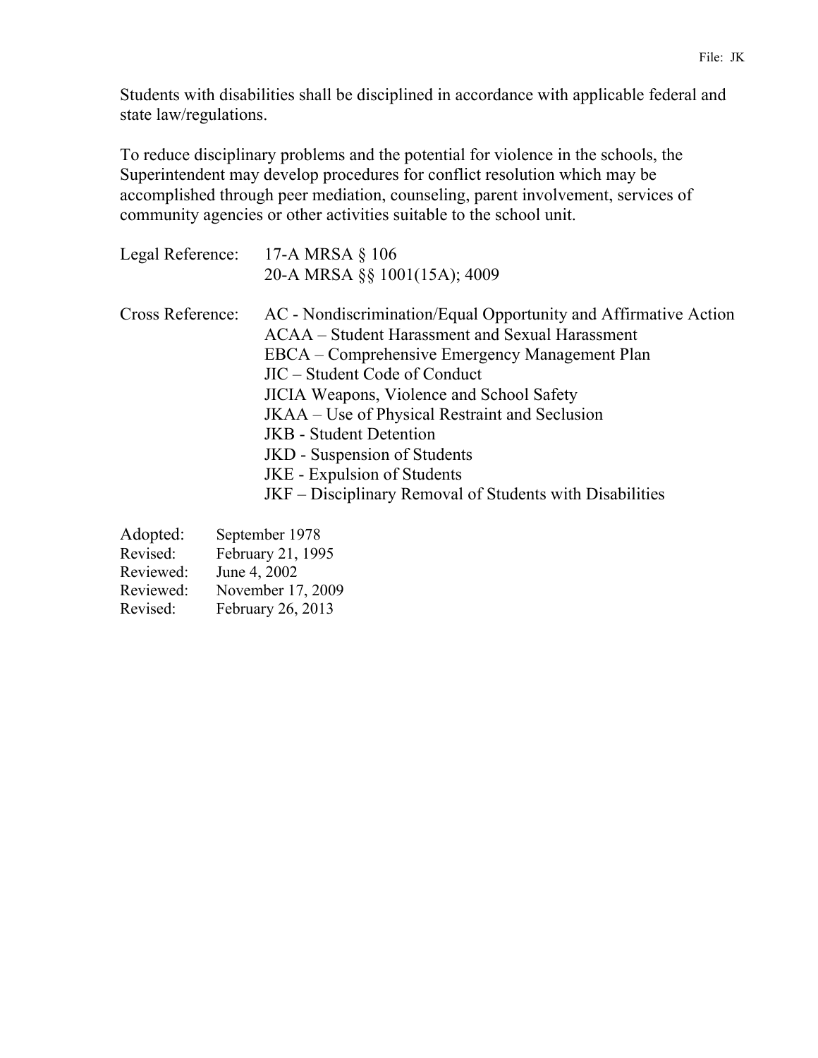Students with disabilities shall be disciplined in accordance with applicable federal and state law/regulations.

To reduce disciplinary problems and the potential for violence in the schools, the Superintendent may develop procedures for conflict resolution which may be accomplished through peer mediation, counseling, parent involvement, services of community agencies or other activities suitable to the school unit.

Legal Reference: 17-A MRSA § 106
20-A MRSA §§ 1001(15A); 4009

Cross Reference: AC - Nondiscrimination/Equal Opportunity and Affirmative Action
ACAA – Student Harassment and Sexual Harassment
EBCA – Comprehensive Emergency Management Plan
JIC – Student Code of Conduct
JICIA Weapons, Violence and School Safety
JKAA – Use of Physical Restraint and Seclusion
JKB - Student Detention
JKD - Suspension of Students
JKE - Expulsion of Students
JKF – Disciplinary Removal of Students with Disabilities

Adopted: September 1978
Revised: February 21, 1995
Reviewed: June 4, 2002
Reviewed: November 17, 2009
Revised: February 26, 2013